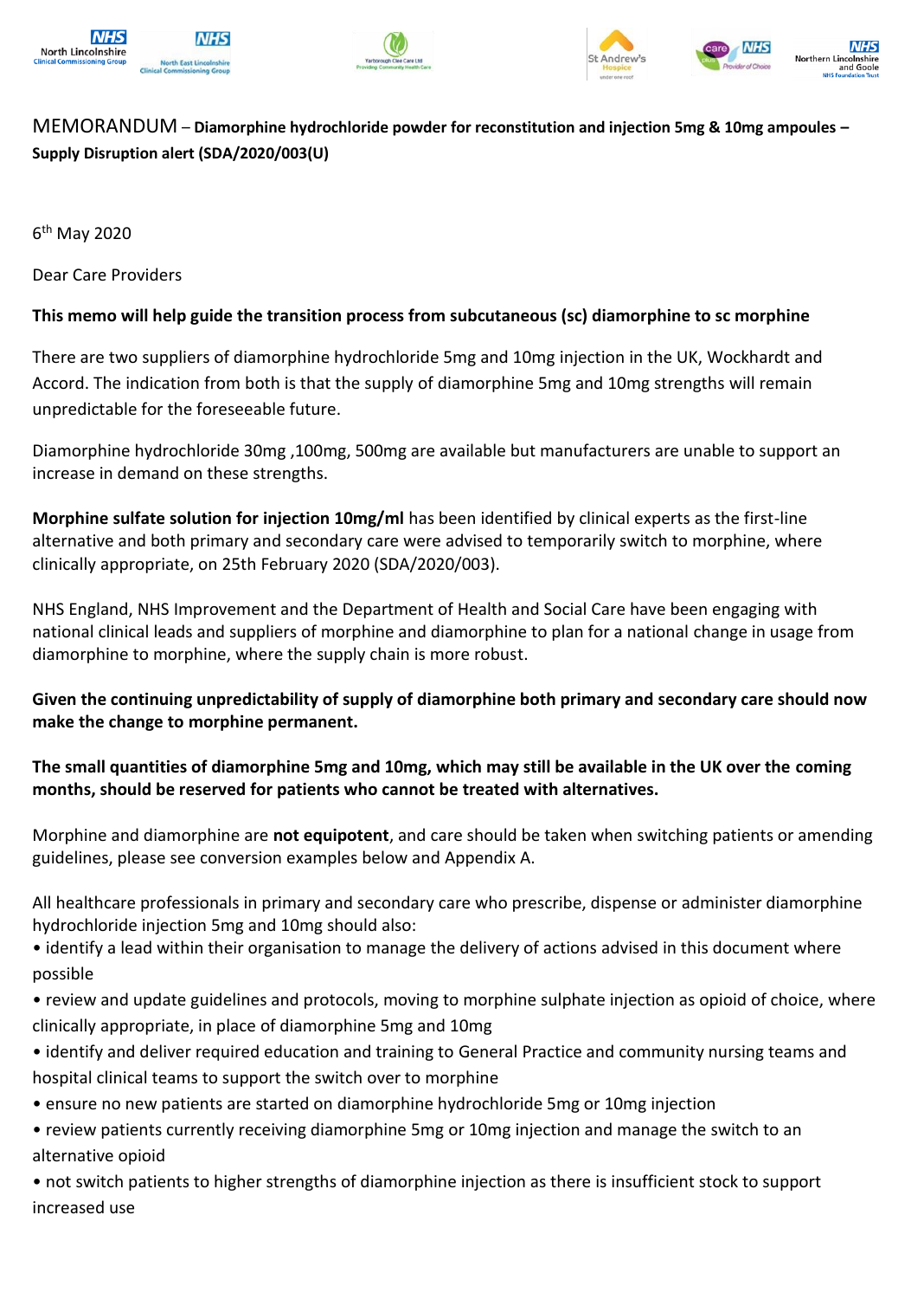MEMORANDUM – **Diamorphine hydrochloride powder for reconstitution and injection 5mg & 10mg ampoules – Supply Disruption alert (SDA/2020/003(U)**

6th May 2020

Dear Care Providers

**This memo will help guide the transition process from subcutaneous (sc) diamorphine to sc morphine**

There are two suppliers of diamorphine hydrochloride 5mg and 10mg injection in the UK, Wockhardt and Accord. The indication from both is that the supply of diamorphine 5mg and 10mg strengths will remain unpredictable for the foreseeable future.

Diamorphine hydrochloride 30mg ,100mg, 500mg are available but manufacturers are unable to support an increase in demand on these strengths.

**Morphine sulfate solution for injection 10mg/ml** has been identified by clinical experts as the first-line alternative and both primary and secondary care were advised to temporarily switch to morphine, where clinically appropriate, on 25th February 2020 (SDA/2020/003).

NHS England, NHS Improvement and the Department of Health and Social Care have been engaging with national clinical leads and suppliers of morphine and diamorphine to plan for a national change in usage from diamorphine to morphine, where the supply chain is more robust.

**Given the continuing unpredictability of supply of diamorphine both primary and secondary care should now make the change to morphine permanent.**

**The small quantities of diamorphine 5mg and 10mg, which may still be available in the UK over the coming months, should be reserved for patients who cannot be treated with alternatives.**

Morphine and diamorphine are **not equipotent**, and care should be taken when switching patients or amending guidelines, please see conversion examples below and Appendix A.

All healthcare professionals in primary and secondary care who prescribe, dispense or administer diamorphine hydrochloride injection 5mg and 10mg should also:

- identify a lead within their organisation to manage the delivery of actions advised in this document where possible
- review and update guidelines and protocols, moving to morphine sulphate injection as opioid of choice, where clinically appropriate, in place of diamorphine 5mg and 10mg
- identify and deliver required education and training to General Practice and community nursing teams and hospital clinical teams to support the switch over to morphine
- ensure no new patients are started on diamorphine hydrochloride 5mg or 10mg injection
- review patients currently receiving diamorphine 5mg or 10mg injection and manage the switch to an alternative opioid
- not switch patients to higher strengths of diamorphine injection as there is insufficient stock to support increased use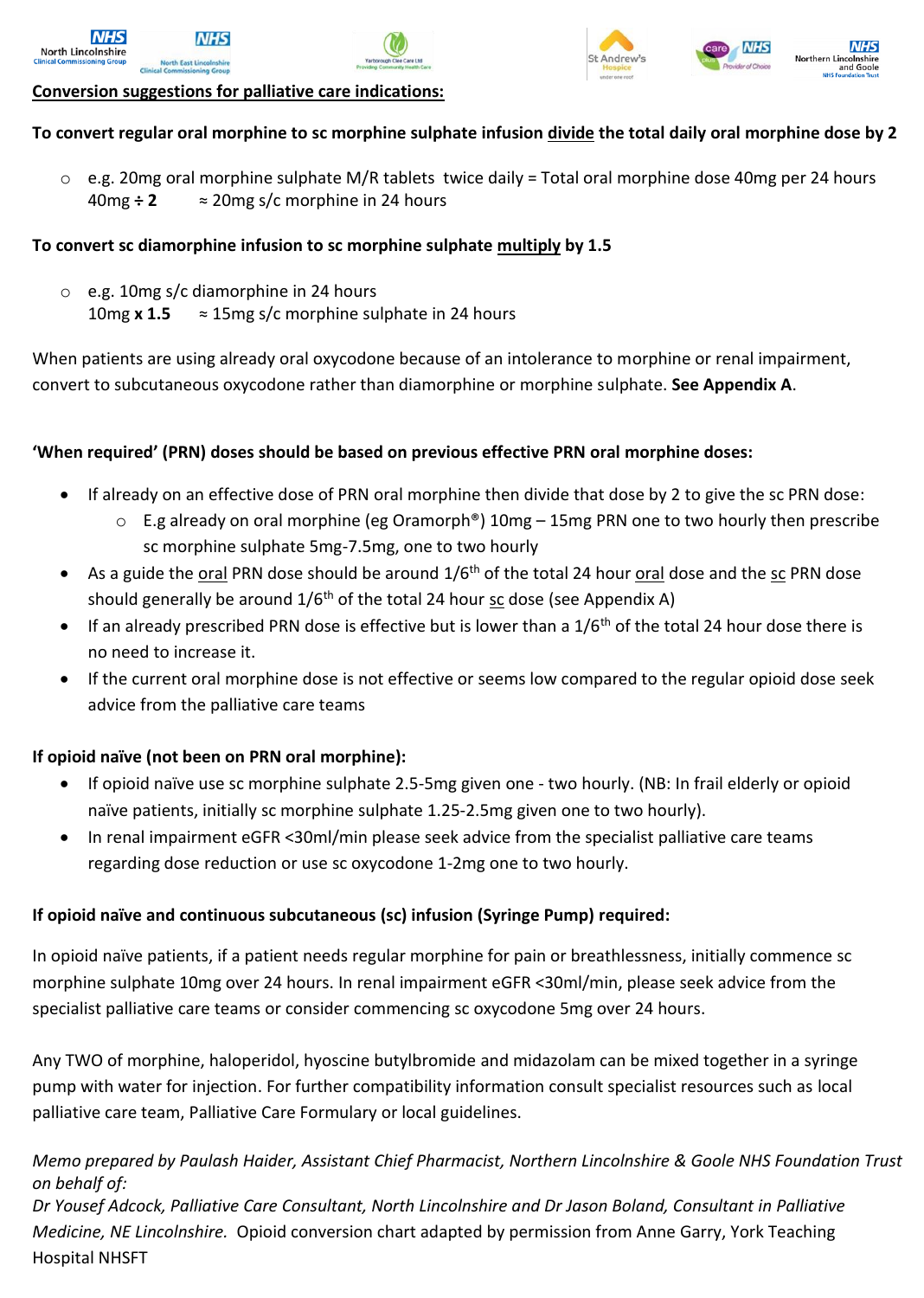## Conversion suggestions for palliative care indications:

**To convert regular oral morphine to sc morphine sulphate infusion divide the total daily oral morphine dose by 2**

- e.g. 20mg oral morphine sulphate M/R tablets twice daily = Total oral morphine dose 40mg per 24 hours
  40mg **÷ 2** ≈ 20mg s/c morphine in 24 hours

**To convert sc diamorphine infusion to sc morphine sulphate multiply by 1.5**

- e.g. 10mg s/c diamorphine in 24 hours
  10mg **x 1.5** ≈ 15mg s/c morphine sulphate in 24 hours

When patients are using already oral oxycodone because of an intolerance to morphine or renal impairment, convert to subcutaneous oxycodone rather than diamorphine or morphine sulphate. **See Appendix A**.

**'When required' (PRN) doses should be based on previous effective PRN oral morphine doses:**

- If already on an effective dose of PRN oral morphine then divide that dose by 2 to give the sc PRN dose:
  - E.g already on oral morphine (eg Oramorph®) 10mg – 15mg PRN one to two hourly then prescribe sc morphine sulphate 5mg-7.5mg, one to two hourly
- As a guide the oral PRN dose should be around 1/6th of the total 24 hour oral dose and the sc PRN dose should generally be around 1/6th of the total 24 hour sc dose (see Appendix A)
- If an already prescribed PRN dose is effective but is lower than a 1/6th of the total 24 hour dose there is no need to increase it.
- If the current oral morphine dose is not effective or seems low compared to the regular opioid dose seek advice from the palliative care teams

**If opioid naïve (not been on PRN oral morphine):**

- If opioid naïve use sc morphine sulphate 2.5-5mg given one - two hourly. (NB: In frail elderly or opioid naïve patients, initially sc morphine sulphate 1.25-2.5mg given one to two hourly).
- In renal impairment eGFR <30ml/min please seek advice from the specialist palliative care teams regarding dose reduction or use sc oxycodone 1-2mg one to two hourly.

**If opioid naïve and continuous subcutaneous (sc) infusion (Syringe Pump) required:**

In opioid naïve patients, if a patient needs regular morphine for pain or breathlessness, initially commence sc morphine sulphate 10mg over 24 hours. In renal impairment eGFR <30ml/min, please seek advice from the specialist palliative care teams or consider commencing sc oxycodone 5mg over 24 hours.

Any TWO of morphine, haloperidol, hyoscine butylbromide and midazolam can be mixed together in a syringe pump with water for injection. For further compatibility information consult specialist resources such as local palliative care team, Palliative Care Formulary or local guidelines.

*Memo prepared by Paulash Haider, Assistant Chief Pharmacist, Northern Lincolnshire & Goole NHS Foundation Trust on behalf of:*

*Dr Yousef Adcock, Palliative Care Consultant, North Lincolnshire and Dr Jason Boland, Consultant in Palliative Medicine, NE Lincolnshire.* Opioid conversion chart adapted by permission from Anne Garry, York Teaching Hospital NHSFT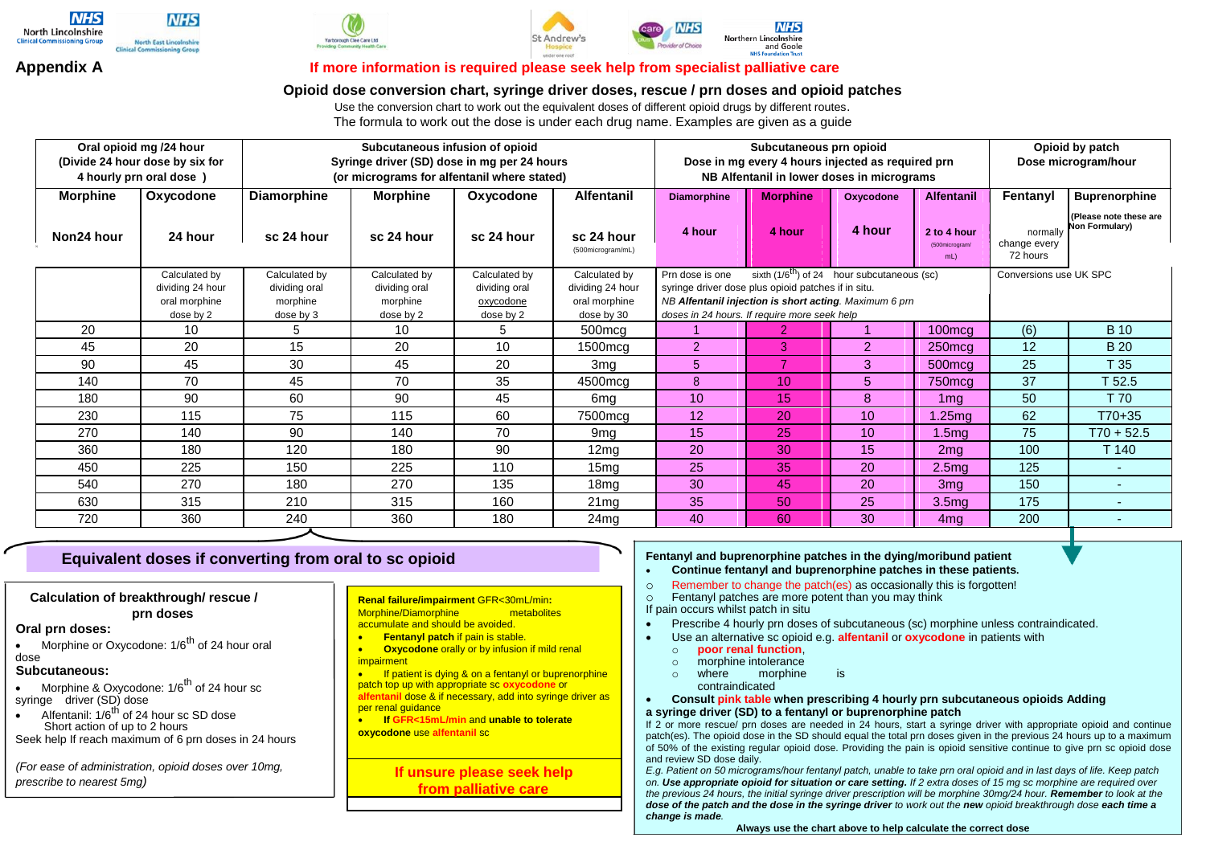## Appendix A

**If more information is required please seek help from specialist palliative care**

### Opioid dose conversion chart, syringe driver doses, rescue / prn doses and opioid patches

Use the conversion chart to work out the equivalent doses of different opioid drugs by different routes.
The formula to work out the dose is under each drug name. Examples are given as a guide

| Oral opioid mg /24 hour (Divide 24 hour dose by six for 4 hourly prn oral dose ) | | Subcutaneous infusion of opioid Syringe driver (SD) dose in mg per 24 hours (or micrograms for alfentanil where stated) | | | | Subcutaneous prn opioid Dose in mg every 4 hours injected as required prn NB Alfentanil in lower doses in micrograms | | | | Opioid by patch Dose microgram/hour | |
|---|---|---|---|---|---|---|---|---|---|---|---|
| **Morphine** | **Oxycodone** | **Diamorphine** | **Morphine** | **Oxycodone** | **Alfentanil** | **Diamorphine** | **Morphine** | **Oxycodone** | **Alfentanil** | **Fentanyl** | **Buprenorphine** |
| **Non24 hour** | **24 hour** | **sc 24 hour** | **sc 24 hour** | **sc 24 hour** | **sc 24 hour** (500microgram/mL) | **4 hour** | **4 hour** | **4 hour** | **2 to 4 hour** (500microgram/ mL) | normally change every 72 hours | (Please note these are Non Formulary) |
| | Calculated by dividing 24 hour oral morphine dose by 2 | Calculated by dividing oral morphine dose by 3 | Calculated by dividing oral morphine dose by 2 | Calculated by dividing oral oxycodone dose by 2 | Calculated by dividing 24 hour oral morphine dose by 30 | Prn dose is one sixth ($1/6^{th}$) of 24 hour subcutaneous (sc) syringe driver dose plus opioid patches if in situ. *NB **Alfentanil injection is short acting**. Maximum 6 prn doses in 24 hours. If require more seek help* | | | | Conversions use UK SPC | |
| 20 | 10 | 5 | 10 | 5 | 500mcg | 1 | 2 | 1 | 100mcg | (6) | B 10 |
| 45 | 20 | 15 | 20 | 10 | 1500mcg | 2 | 3 | 2 | 250mcg | 12 | B 20 |
| 90 | 45 | 30 | 45 | 20 | 3mg | 5 | 7 | 3 | 500mcg | 25 | T 35 |
| 140 | 70 | 45 | 70 | 35 | 4500mcg | 8 | 10 | 5 | 750mcg | 37 | T 52.5 |
| 180 | 90 | 60 | 90 | 45 | 6mg | 10 | 15 | 8 | 1mg | 50 | T 70 |
| 230 | 115 | 75 | 115 | 60 | 7500mcg | 12 | 20 | 10 | 1.25mg | 62 | T70+35 |
| 270 | 140 | 90 | 140 | 70 | 9mg | 15 | 25 | 10 | 1.5mg | 75 | T70 + 52.5 |
| 360 | 180 | 120 | 180 | 90 | 12mg | 20 | 30 | 15 | 2mg | 100 | T 140 |
| 450 | 225 | 150 | 225 | 110 | 15mg | 25 | 35 | 20 | 2.5mg | 125 | - |
| 540 | 270 | 180 | 270 | 135 | 18mg | 30 | 45 | 20 | 3mg | 150 | - |
| 630 | 315 | 210 | 315 | 160 | 21mg | 35 | 50 | 25 | 3.5mg | 175 | - |
| 720 | 360 | 240 | 360 | 180 | 24mg | 40 | 60 | 30 | 4mg | 200 | - |

### Equivalent doses if converting from oral to sc opioid

**Calculation of breakthrough/ rescue / prn doses**

**Oral prn doses:**

- Morphine or Oxycodone: $1/6^{th}$ of 24 hour oral dose

**Subcutaneous:**

- Morphine & Oxycodone: $1/6^{th}$ of 24 hour sc syringe driver (SD) dose
- Alfentanil: $1/6^{th}$ of 24 hour sc SD dose Short action of up to 2 hours

Seek help If reach maximum of 6 prn doses in 24 hours

*(For ease of administration, opioid doses over 10mg, prescribe to nearest 5mg)*

**Renal failure/impairment** GFR<30mL/min**:**
Morphine/Diamorphine metabolites accumulate and should be avoided.

- **Fentanyl patch** if pain is stable.
- **Oxycodone** orally or by infusion if mild renal impairment
- If patient is dying & on a fentanyl or buprenorphine patch top up with appropriate sc **oxycodone** or **alfentanil** dose & if necessary, add into syringe driver as per renal guidance
- **If GFR<15mL/min** and **unable to tolerate oxycodone** use **alfentanil** sc

**If unsure please seek help from palliative care**

**Fentanyl and buprenorphine patches in the dying/moribund patient**

- **Continue fentanyl and buprenorphine patches in these patients.**
  - Remember to change the patch(es) as occasionally this is forgotten!
  - Fentanyl patches are more potent than you may think

If pain occurs whilst patch in situ

- Prescribe 4 hourly prn doses of subcutaneous (sc) morphine unless contraindicated.
- Use an alternative sc opioid e.g. **alfentanil** or **oxycodone** in patients with
  - **poor renal function**,
  - morphine intolerance
  - where morphine is contraindicated
- **Consult pink table when prescribing 4 hourly prn subcutaneous opioids Adding a syringe driver (SD) to a fentanyl or buprenorphine patch**

If 2 or more rescue/ prn doses are needed in 24 hours, start a syringe driver with appropriate opioid and continue patch(es). The opioid dose in the SD should equal the total prn doses given in the previous 24 hours up to a maximum of 50% of the existing regular opioid dose. Providing the pain is opioid sensitive continue to give prn sc opioid dose and review SD dose daily.

*E.g. Patient on 50 micrograms/hour fentanyl patch, unable to take prn oral opioid and in last days of life. Keep patch on. **Use appropriate opioid for situation or care setting.** If 2 extra doses of 15 mg sc morphine are required over the previous 24 hours, the initial syringe driver prescription will be morphine 30mg/24 hour. **Remember** to look at the **dose of the patch and the dose in the syringe driver** to work out the **new** opioid breakthrough dose **each time a change is made**.*

**Always use the chart above to help calculate the correct dose**